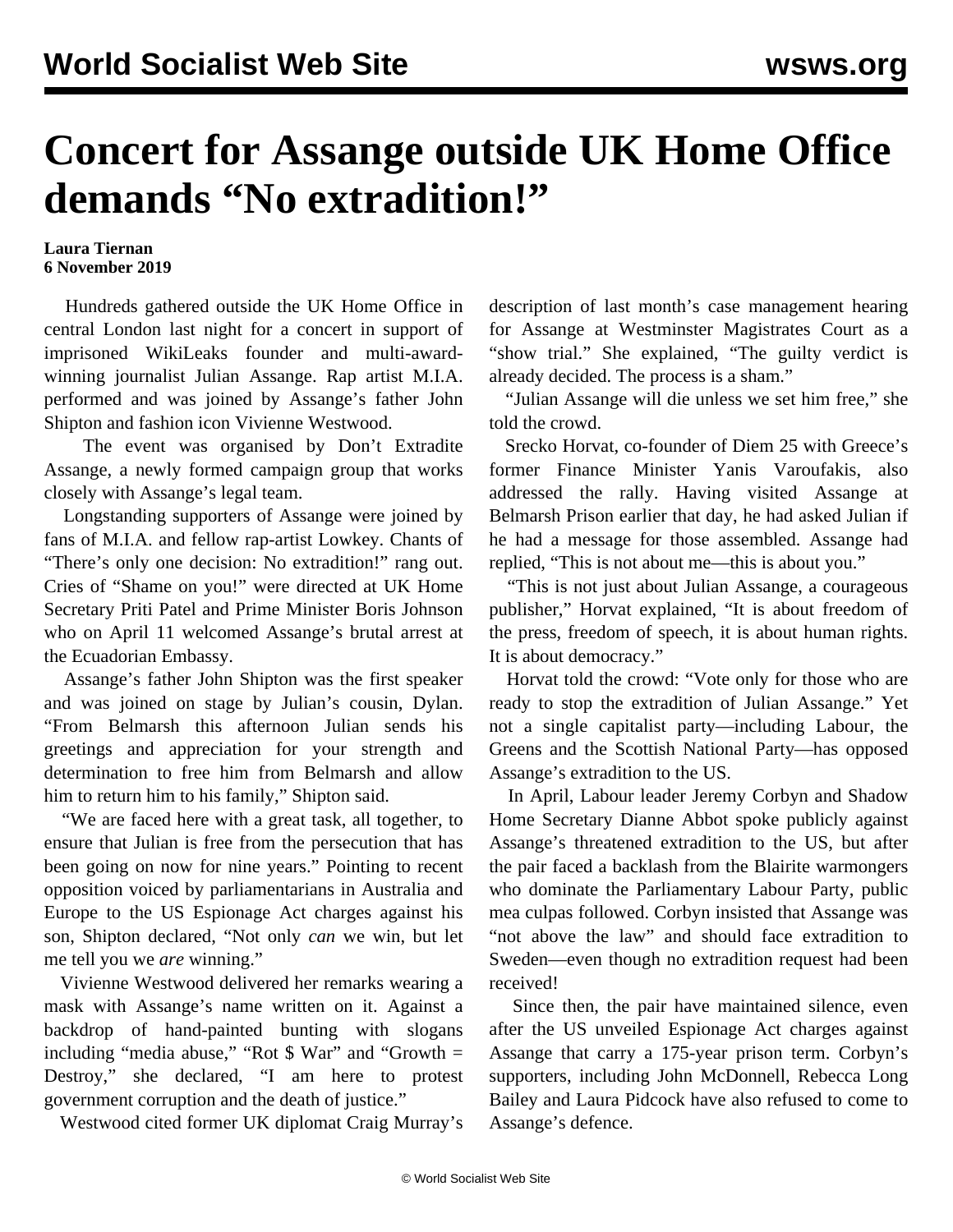# Concert for Assange outside UK Home Office demands "No extradition!"

**Laura Tiernan**
**6 November 2019**

Hundreds gathered outside the UK Home Office in central London last night for a concert in support of imprisoned WikiLeaks founder and multi-award-winning journalist Julian Assange. Rap artist M.I.A. performed and was joined by Assange's father John Shipton and fashion icon Vivienne Westwood.

The event was organised by Don't Extradite Assange, a newly formed campaign group that works closely with Assange's legal team.

Longstanding supporters of Assange were joined by fans of M.I.A. and fellow rap-artist Lowkey. Chants of "There's only one decision: No extradition!" rang out. Cries of "Shame on you!" were directed at UK Home Secretary Priti Patel and Prime Minister Boris Johnson who on April 11 welcomed Assange's brutal arrest at the Ecuadorian Embassy.

Assange's father John Shipton was the first speaker and was joined on stage by Julian's cousin, Dylan. "From Belmarsh this afternoon Julian sends his greetings and appreciation for your strength and determination to free him from Belmarsh and allow him to return him to his family," Shipton said.

"We are faced here with a great task, all together, to ensure that Julian is free from the persecution that has been going on now for nine years." Pointing to recent opposition voiced by parliamentarians in Australia and Europe to the US Espionage Act charges against his son, Shipton declared, "Not only *can* we win, but let me tell you we *are* winning."

Vivienne Westwood delivered her remarks wearing a mask with Assange's name written on it. Against a backdrop of hand-painted bunting with slogans including "media abuse," "Rot $ War" and "Growth = Destroy," she declared, "I am here to protest government corruption and the death of justice."

Westwood cited former UK diplomat Craig Murray's description of last month's case management hearing for Assange at Westminster Magistrates Court as a "show trial." She explained, "The guilty verdict is already decided. The process is a sham."

"Julian Assange will die unless we set him free," she told the crowd.

Srecko Horvat, co-founder of Diem 25 with Greece's former Finance Minister Yanis Varoufakis, also addressed the rally. Having visited Assange at Belmarsh Prison earlier that day, he had asked Julian if he had a message for those assembled. Assange had replied, "This is not about me—this is about you."

"This is not just about Julian Assange, a courageous publisher," Horvat explained, "It is about freedom of the press, freedom of speech, it is about human rights. It is about democracy."

Horvat told the crowd: "Vote only for those who are ready to stop the extradition of Julian Assange." Yet not a single capitalist party—including Labour, the Greens and the Scottish National Party—has opposed Assange's extradition to the US.

In April, Labour leader Jeremy Corbyn and Shadow Home Secretary Dianne Abbot spoke publicly against Assange's threatened extradition to the US, but after the pair faced a backlash from the Blairite warmongers who dominate the Parliamentary Labour Party, public mea culpas followed. Corbyn insisted that Assange was "not above the law" and should face extradition to Sweden—even though no extradition request had been received!

Since then, the pair have maintained silence, even after the US unveiled Espionage Act charges against Assange that carry a 175-year prison term. Corbyn's supporters, including John McDonnell, Rebecca Long Bailey and Laura Pidcock have also refused to come to Assange's defence.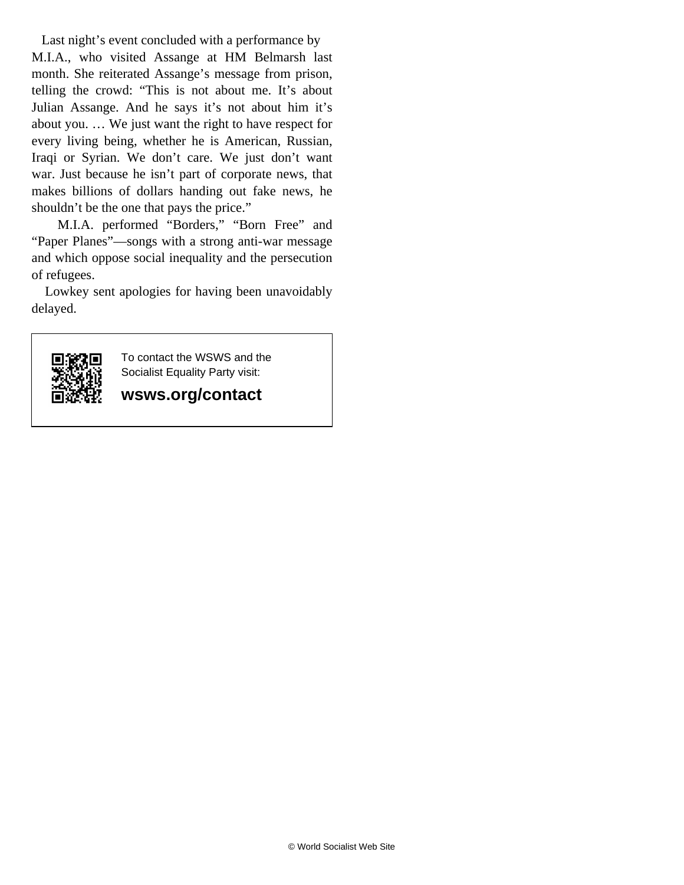Last night's event concluded with a performance by M.I.A., who visited Assange at HM Belmarsh last month. She reiterated Assange's message from prison, telling the crowd: "This is not about me. It's about Julian Assange. And he says it's not about him it's about you. … We just want the right to have respect for every living being, whether he is American, Russian, Iraqi or Syrian. We don't care. We just don't want war. Just because he isn't part of corporate news, that makes billions of dollars handing out fake news, he shouldn't be the one that pays the price."

M.I.A. performed "Borders," "Born Free" and "Paper Planes"—songs with a strong anti-war message and which oppose social inequality and the persecution of refugees.

Lowkey sent apologies for having been unavoidably delayed.

To contact the WSWS and the Socialist Equality Party visit:

**wsws.org/contact**